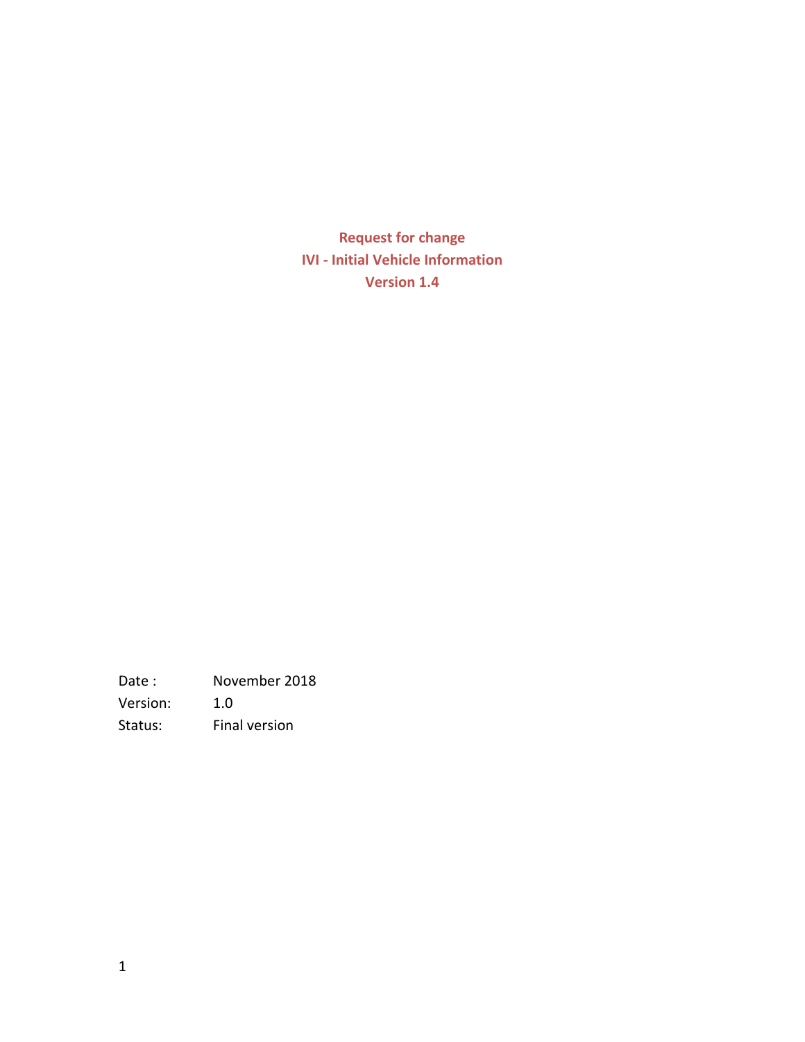# Request for change
# IVI - Initial Vehicle Information
# Version 1.4

Date : November 2018
Version: 1.0
Status: Final version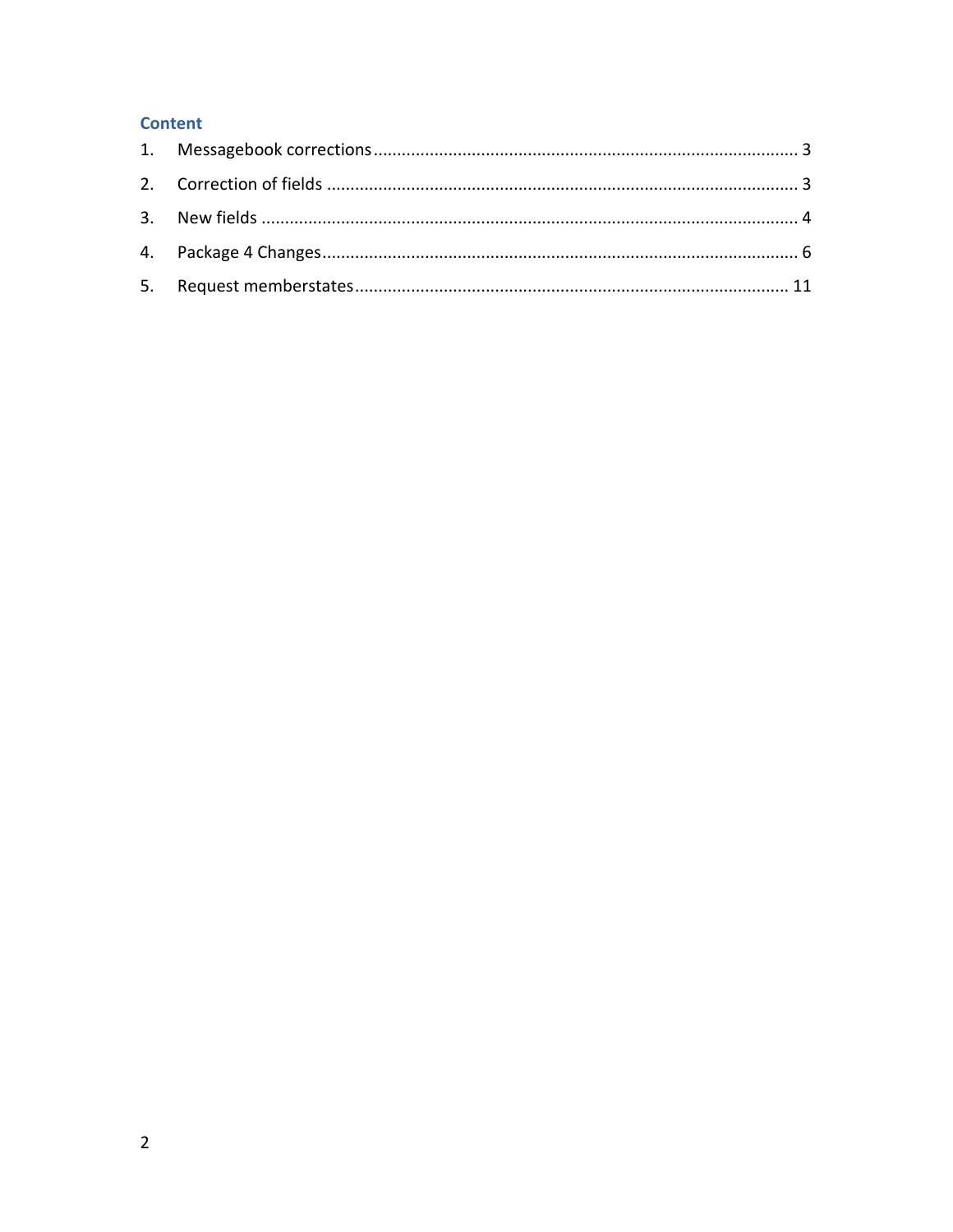## Content

1. Messagebook corrections ........................................................................................ 3
2. Correction of fields ................................................................................................. 3
3. New fields ............................................................................................................... 4
4. Package 4 Changes.................................................................................................. 6
5. Request memberstates........................................................................................... 11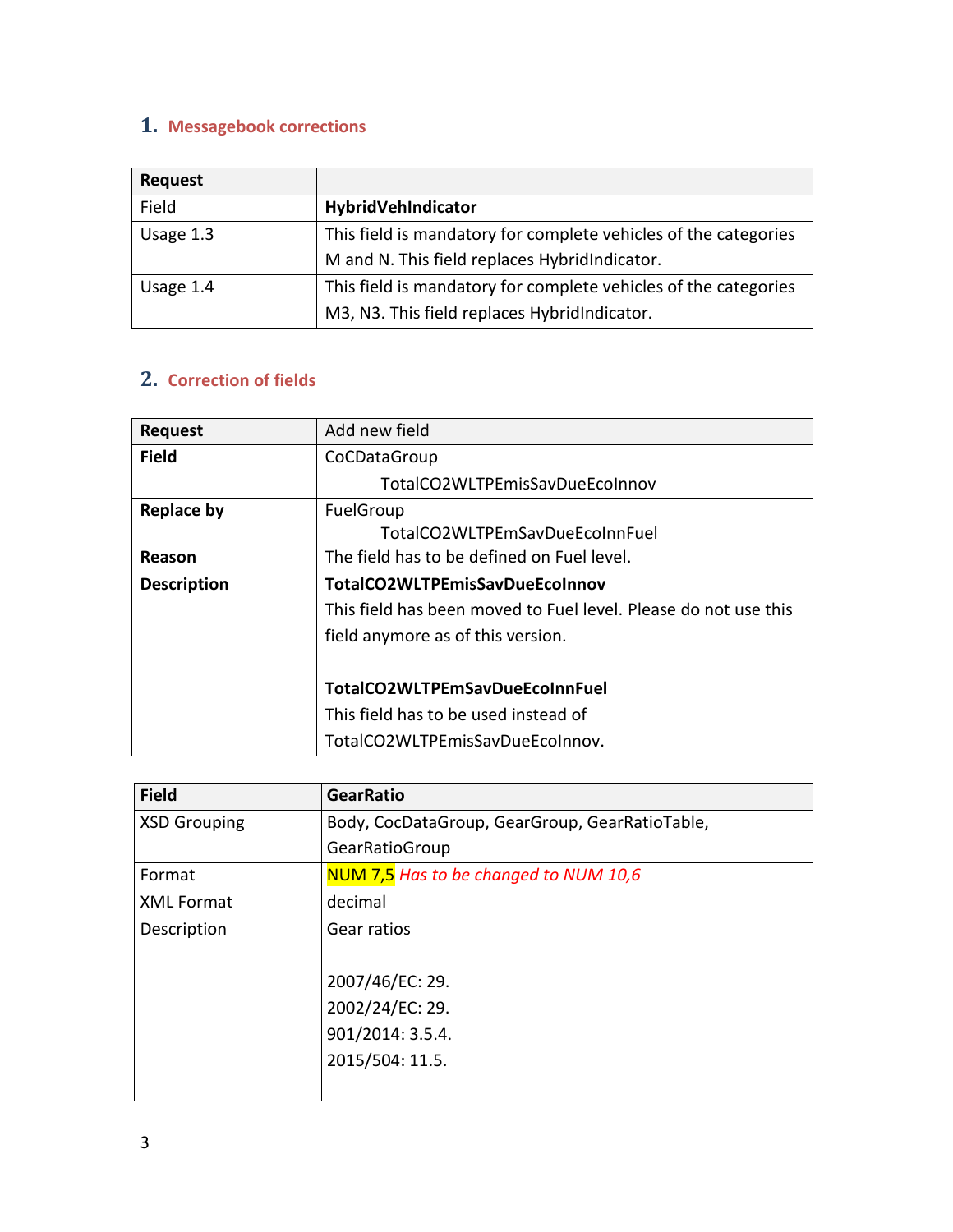## 1. Messagebook corrections

| Request | |
|---|---|
| Field | **HybridVehIndicator** |
| Usage 1.3 | This field is mandatory for complete vehicles of the categories M and N. This field replaces HybridIndicator. |
| Usage 1.4 | This field is mandatory for complete vehicles of the categories M3, N3. This field replaces HybridIndicator. |

## 2. Correction of fields

| **Request** | Add new field |
|---|---|
| **Field** | CoCDataGroup<br>TotalCO2WLTPEmisSavDueEcoInnov |
| **Replace by** | FuelGroup<br>TotalCO2WLTPEmSavDueEcoInnFuel |
| **Reason** | The field has to be defined on Fuel level. |
| **Description** | **TotalCO2WLTPEmisSavDueEcoInnov**<br>This field has been moved to Fuel level. Please do not use this field anymore as of this version.<br><br>**TotalCO2WLTPEmSavDueEcoInnFuel**<br>This field has to be used instead of TotalCO2WLTPEmisSavDueEcoInnov. |

| Field | **GearRatio** |
|---|---|
| XSD Grouping | Body, CocDataGroup, GearGroup, GearRatioTable, GearRatioGroup |
| Format | NUM 7,5 *Has to be changed to NUM 10,6* |
| XML Format | decimal |
| Description | Gear ratios<br><br>2007/46/EC: 29.<br>2002/24/EC: 29.<br>901/2014: 3.5.4.<br>2015/504: 11.5. |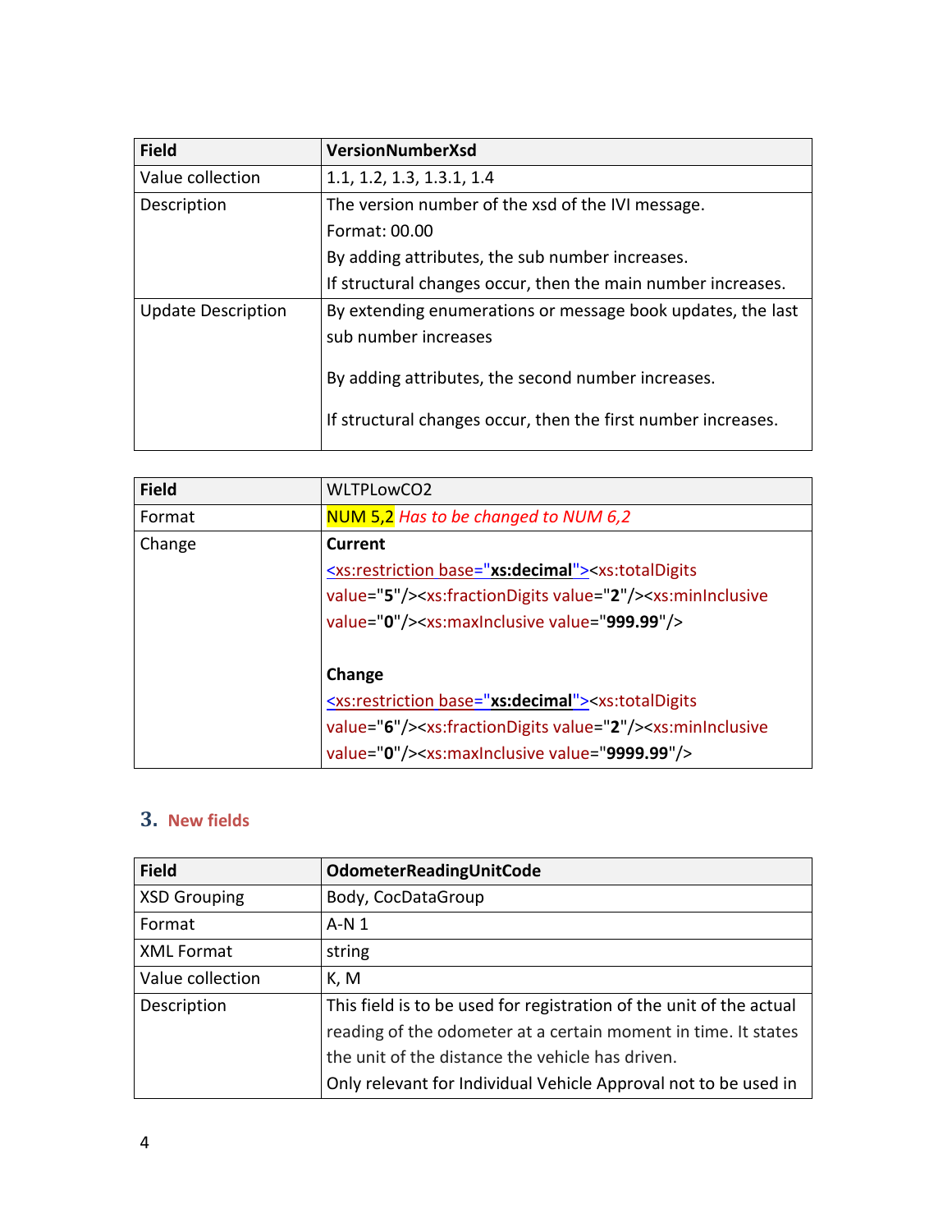| Field | VersionNumberXsd |
| --- | --- |
| Value collection | 1.1, 1.2, 1.3, 1.3.1, 1.4 |
| Description | The version number of the xsd of the IVI message.<br>Format: 00.00<br>By adding attributes, the sub number increases.<br>If structural changes occur, then the main number increases. |
| Update Description | By extending enumerations or message book updates, the last sub number increases<br><br>By adding attributes, the second number increases.<br><br>If structural changes occur, then the first number increases. |

| Field | WLTPLowCO2 |
| --- | --- |
| Format | NUM 5,2 *Has to be changed to NUM 6,2* |
| Change | **Current**<br>`<xs:restriction base="xs:decimal"><xs:totalDigits value="5"/><xs:fractionDigits value="2"/><xs:minInclusive value="0"/><xs:maxInclusive value="999.99"/>`<br><br>**Change**<br>`<xs:restriction base="xs:decimal"><xs:totalDigits value="6"/><xs:fractionDigits value="2"/><xs:minInclusive value="0"/><xs:maxInclusive value="9999.99"/>` |

## 3. New fields

| Field | OdometerReadingUnitCode |
| --- | --- |
| XSD Grouping | Body, CocDataGroup |
| Format | A-N 1 |
| XML Format | string |
| Value collection | K, M |
| Description | This field is to be used for registration of the unit of the actual reading of the odometer at a certain moment in time. It states the unit of the distance the vehicle has driven.<br>Only relevant for Individual Vehicle Approval not to be used in |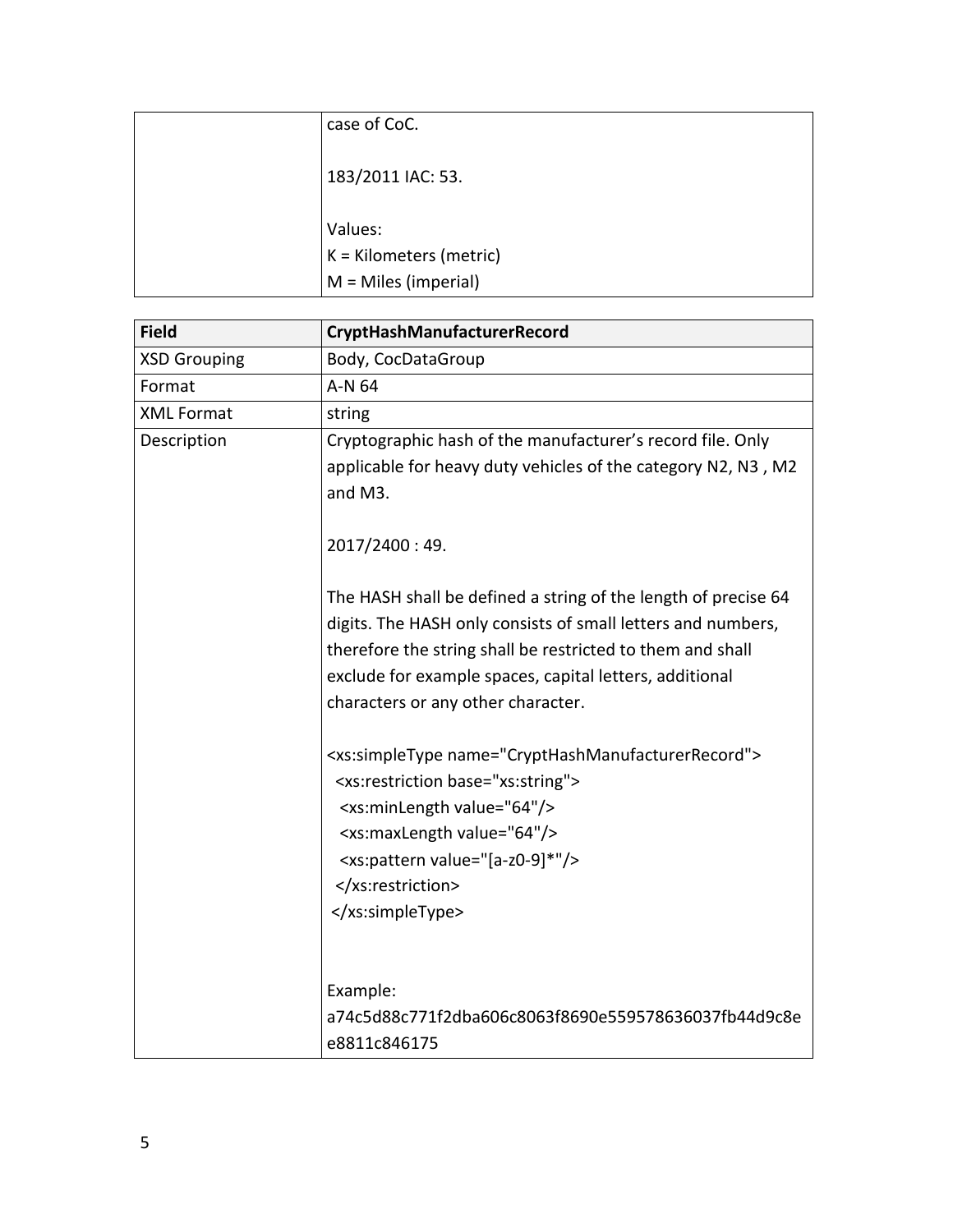| | |
|---|---|
| | case of CoC.<br><br>183/2011 IAC: 53.<br><br>Values:<br>K = Kilometers (metric)<br>M = Miles (imperial) |

| Field | CryptHashManufacturerRecord |
|---|---|
| XSD Grouping | Body, CocDataGroup |
| Format | A-N 64 |
| XML Format | string |
| Description | Cryptographic hash of the manufacturer's record file. Only applicable for heavy duty vehicles of the category N2, N3 , M2 and M3.<br><br>2017/2400 : 49.<br><br>The HASH shall be defined a string of the length of precise 64 digits. The HASH only consists of small letters and numbers, therefore the string shall be restricted to them and shall exclude for example spaces, capital letters, additional characters or any other character.<br><br>`<xs:simpleType name="CryptHashManufacturerRecord">`<br>`<xs:restriction base="xs:string">`<br>`<xs:minLength value="64"/>`<br>`<xs:maxLength value="64"/>`<br>`<xs:pattern value="[a-z0-9]*"/>`<br>`</xs:restriction>`<br>`</xs:simpleType>`<br><br>Example:<br>a74c5d88c771f2dba606c8063f8690e559578636037fb44d9c8ee8811c846175 |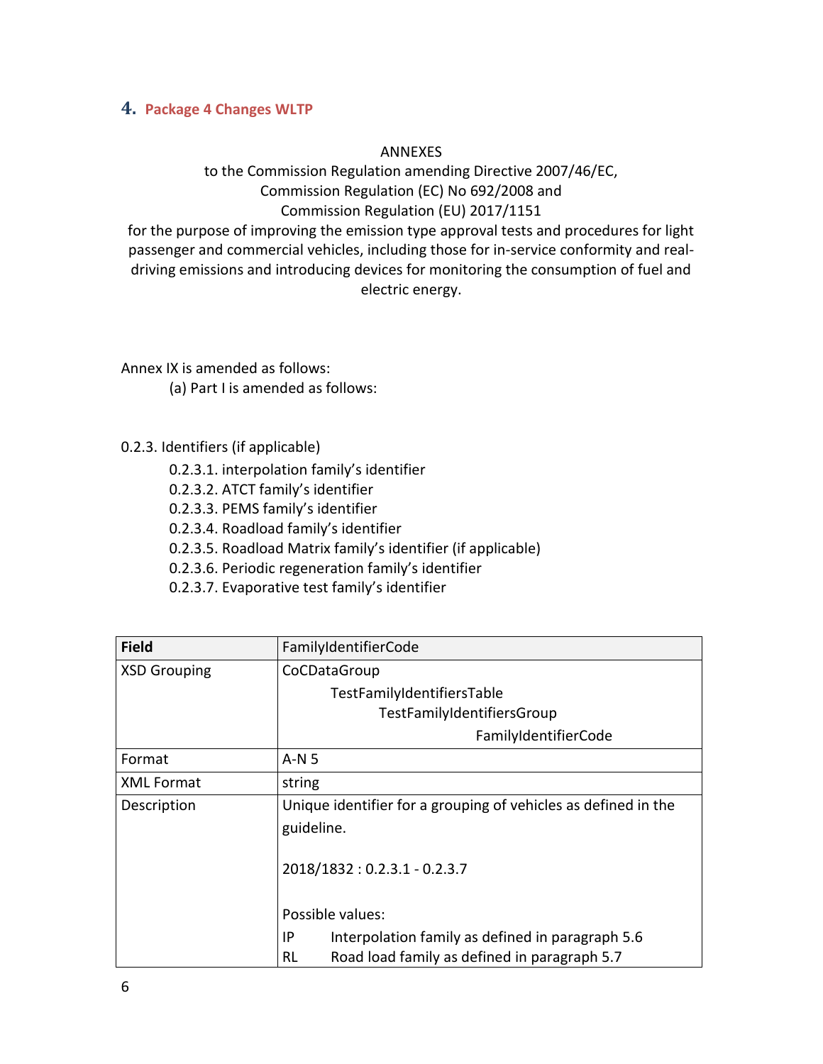## 4. Package 4 Changes WLTP

ANNEXES

to the Commission Regulation amending Directive 2007/46/EC,
Commission Regulation (EC) No 692/2008 and
Commission Regulation (EU) 2017/1151
for the purpose of improving the emission type approval tests and procedures for light passenger and commercial vehicles, including those for in-service conformity and real-driving emissions and introducing devices for monitoring the consumption of fuel and electric energy.

Annex IX is amended as follows:

(a) Part I is amended as follows:

0.2.3. Identifiers (if applicable)

- 0.2.3.1. interpolation family's identifier
- 0.2.3.2. ATCT family's identifier
- 0.2.3.3. PEMS family's identifier
- 0.2.3.4. Roadload family's identifier
- 0.2.3.5. Roadload Matrix family's identifier (if applicable)
- 0.2.3.6. Periodic regeneration family's identifier
- 0.2.3.7. Evaporative test family's identifier

| **Field** | FamilyIdentifierCode |
|---|---|
| XSD Grouping | CoCDataGroup<br>TestFamilyIdentifiersTable<br>TestFamilyIdentifiersGroup<br>FamilyIdentifierCode |
| Format | A-N 5 |
| XML Format | string |
| Description | Unique identifier for a grouping of vehicles as defined in the guideline.<br><br>2018/1832 : 0.2.3.1 - 0.2.3.7<br><br>Possible values:<br>IP Interpolation family as defined in paragraph 5.6<br>RL Road load family as defined in paragraph 5.7 |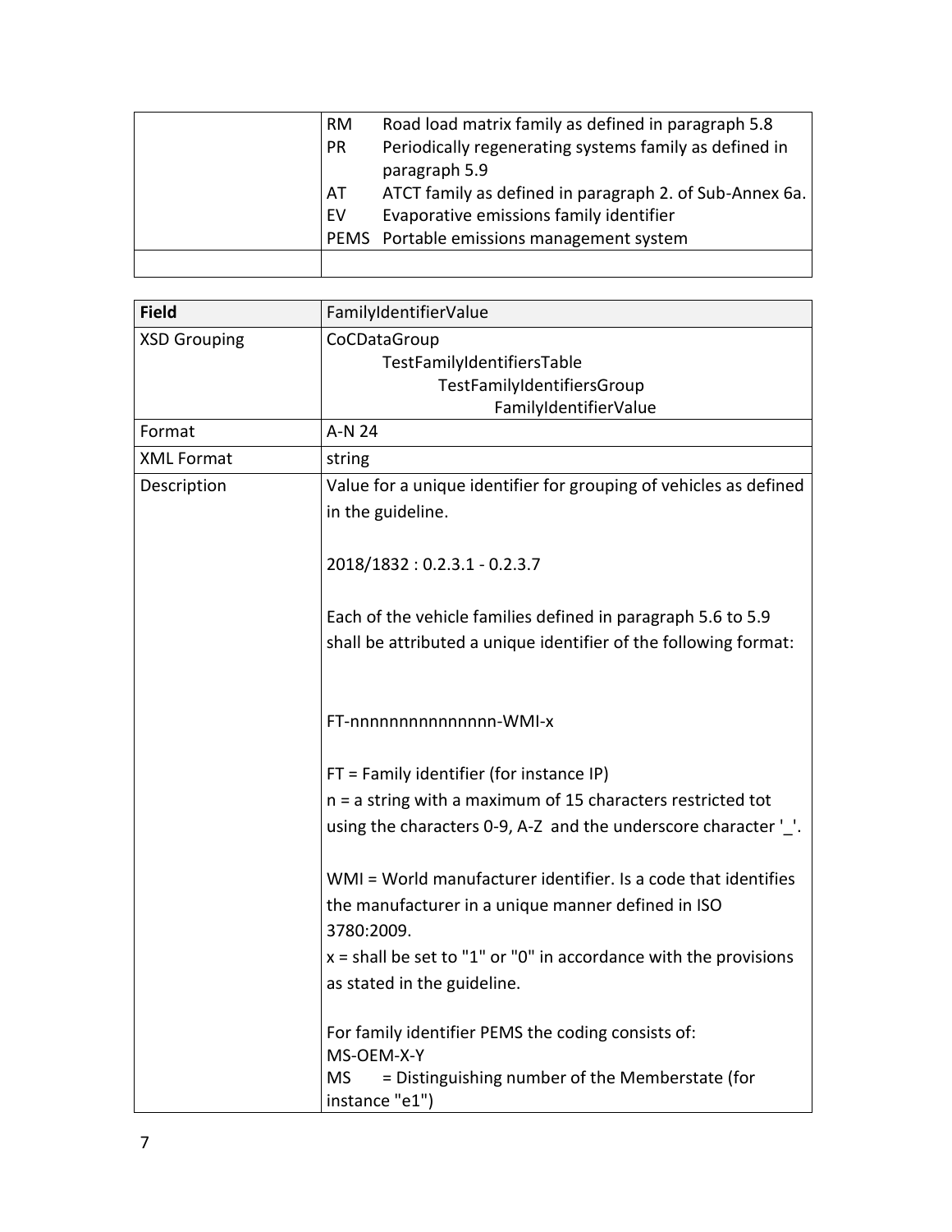| | |
|---|---|
| | RM Road load matrix family as defined in paragraph 5.8<br>PR Periodically regenerating systems family as defined in paragraph 5.9<br>AT ATCT family as defined in paragraph 2. of Sub-Annex 6a.<br>EV Evaporative emissions family identifier<br>PEMS Portable emissions management system |
| | |

| Field | FamilyIdentifierValue |
|---|---|
| XSD Grouping | CoCDataGroup<br>TestFamilyIdentifiersTable<br>TestFamilyIdentifiersGroup<br>FamilyIdentifierValue |
| Format | A-N 24 |
| XML Format | string |
| Description | Value for a unique identifier for grouping of vehicles as defined in the guideline.<br><br>2018/1832 : 0.2.3.1 - 0.2.3.7<br><br>Each of the vehicle families defined in paragraph 5.6 to 5.9 shall be attributed a unique identifier of the following format:<br><br>FT-nnnnnnnnnnnnnnn-WMI-x<br><br>FT = Family identifier (for instance IP)<br>n = a string with a maximum of 15 characters restricted tot using the characters 0-9, A-Z and the underscore character '_'.<br><br>WMI = World manufacturer identifier. Is a code that identifies the manufacturer in a unique manner defined in ISO 3780:2009.<br>x = shall be set to "1" or "0" in accordance with the provisions as stated in the guideline.<br><br>For family identifier PEMS the coding consists of:<br>MS-OEM-X-Y<br>MS = Distinguishing number of the Memberstate (for instance "e1") |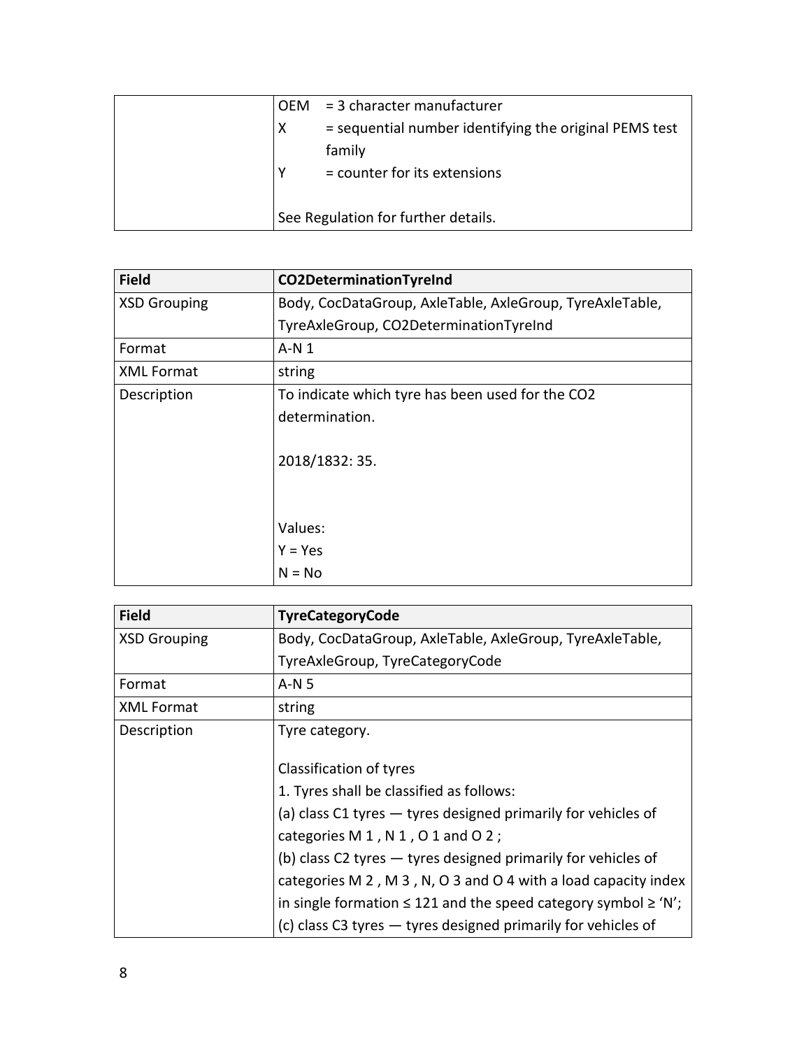| | |
|---|---|
| | OEM = 3 character manufacturer<br>X = sequential number identifying the original PEMS test family<br>Y = counter for its extensions<br><br>See Regulation for further details. |

| Field | CO2DeterminationTyreInd |
|---|---|
| XSD Grouping | Body, CocDataGroup, AxleTable, AxleGroup, TyreAxleTable, TyreAxleGroup, CO2DeterminationTyreInd |
| Format | A-N 1 |
| XML Format | string |
| Description | To indicate which tyre has been used for the CO2 determination.<br><br>2018/1832: 35.<br><br><br>Values:<br>Y = Yes<br>N = No |

| Field | TyreCategoryCode |
|---|---|
| XSD Grouping | Body, CocDataGroup, AxleTable, AxleGroup, TyreAxleTable, TyreAxleGroup, TyreCategoryCode |
| Format | A-N 5 |
| XML Format | string |
| Description | Tyre category.<br><br>Classification of tyres<br>1. Tyres shall be classified as follows:<br>(a) class C1 tyres — tyres designed primarily for vehicles of categories M 1 , N 1 , O 1 and O 2 ;<br>(b) class C2 tyres — tyres designed primarily for vehicles of categories M 2 , M 3 , N, O 3 and O 4 with a load capacity index in single formation ≤ 121 and the speed category symbol ≥ 'N';<br>(c) class C3 tyres — tyres designed primarily for vehicles of |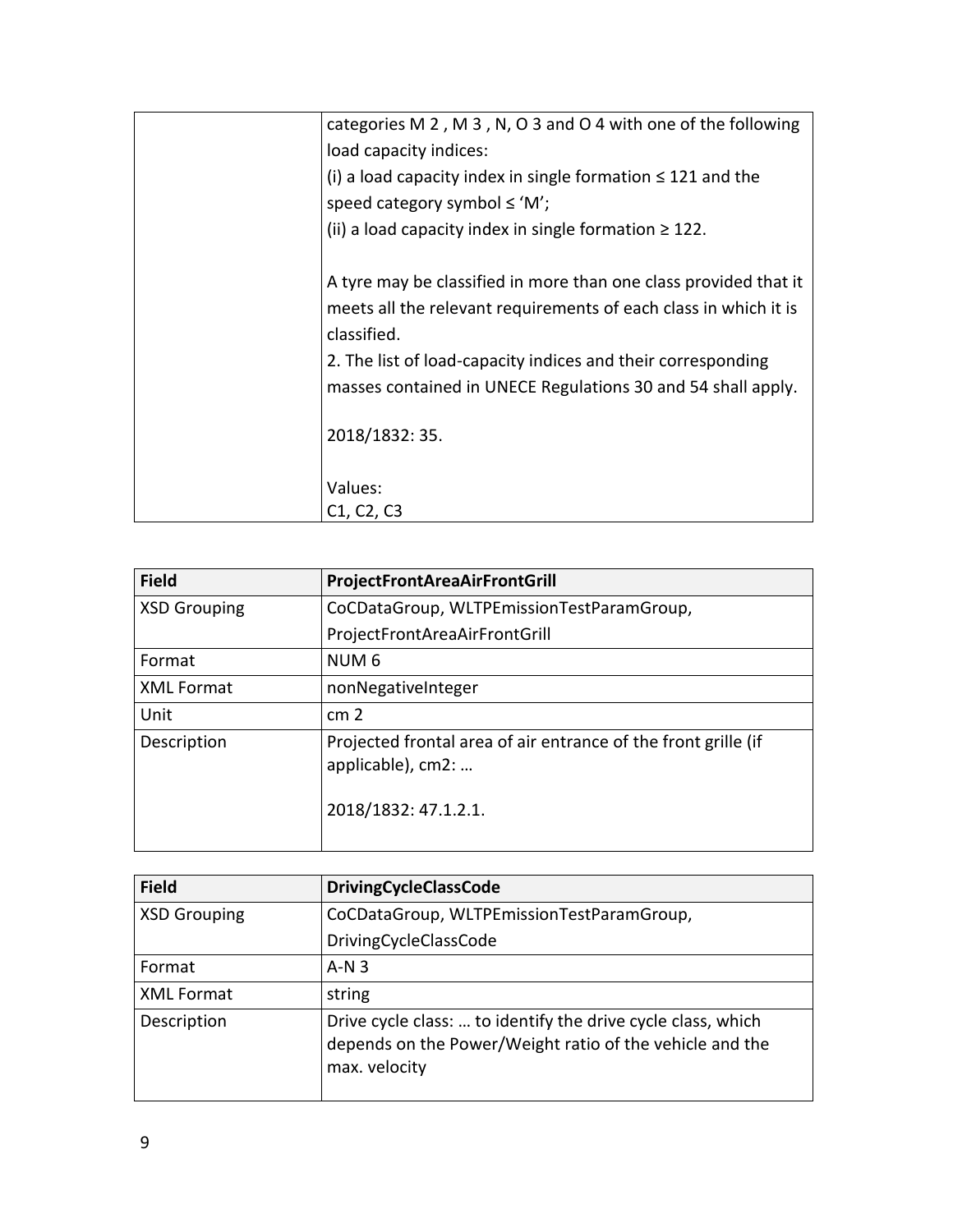| | |
|---|---|
| | categories M 2 , M 3 , N, O 3 and O 4 with one of the following load capacity indices:<br>(i) a load capacity index in single formation ≤ 121 and the speed category symbol ≤ 'M';<br>(ii) a load capacity index in single formation ≥ 122.<br><br>A tyre may be classified in more than one class provided that it meets all the relevant requirements of each class in which it is classified.<br>2. The list of load-capacity indices and their corresponding masses contained in UNECE Regulations 30 and 54 shall apply.<br><br>2018/1832: 35.<br><br>Values:<br>C1, C2, C3 |

| Field | ProjectFrontAreaAirFrontGrill |
|---|---|
| XSD Grouping | CoCDataGroup, WLTPEmissionTestParamGroup, ProjectFrontAreaAirFrontGrill |
| Format | NUM 6 |
| XML Format | nonNegativeInteger |
| Unit | cm 2 |
| Description | Projected frontal area of air entrance of the front grille (if applicable), cm2: …<br><br>2018/1832: 47.1.2.1. |

| Field | DrivingCycleClassCode |
|---|---|
| XSD Grouping | CoCDataGroup, WLTPEmissionTestParamGroup, DrivingCycleClassCode |
| Format | A-N 3 |
| XML Format | string |
| Description | Drive cycle class: … to identify the drive cycle class, which depends on the Power/Weight ratio of the vehicle and the max. velocity |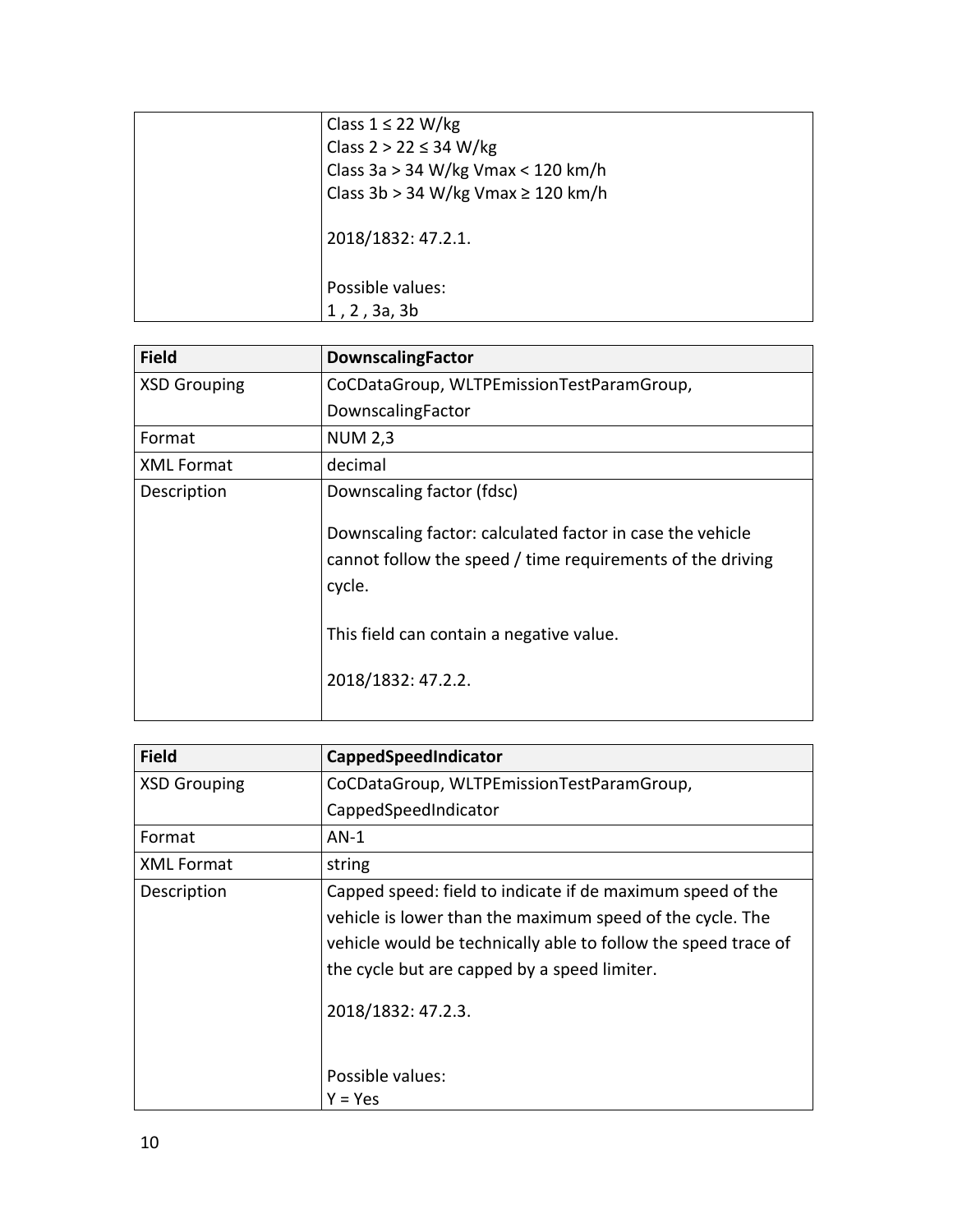|  |  |
|---|---|
|  | Class 1 ≤ 22 W/kg<br>Class 2 > 22 ≤ 34 W/kg<br>Class 3a > 34 W/kg Vmax < 120 km/h<br>Class 3b > 34 W/kg Vmax ≥ 120 km/h<br><br>2018/1832: 47.2.1.<br><br>Possible values:<br>1 , 2 , 3a, 3b |

| Field | DownscalingFactor |
|---|---|
| XSD Grouping | CoCDataGroup, WLTPEmissionTestParamGroup, DownscalingFactor |
| Format | NUM 2,3 |
| XML Format | decimal |
| Description | Downscaling factor (fdsc)<br><br>Downscaling factor: calculated factor in case the vehicle cannot follow the speed / time requirements of the driving cycle.<br><br>This field can contain a negative value.<br><br>2018/1832: 47.2.2. |

| Field | CappedSpeedIndicator |
|---|---|
| XSD Grouping | CoCDataGroup, WLTPEmissionTestParamGroup, CappedSpeedIndicator |
| Format | AN-1 |
| XML Format | string |
| Description | Capped speed: field to indicate if de maximum speed of the vehicle is lower than the maximum speed of the cycle. The vehicle would be technically able to follow the speed trace of the cycle but are capped by a speed limiter.<br><br>2018/1832: 47.2.3.<br><br>Possible values:<br>Y = Yes |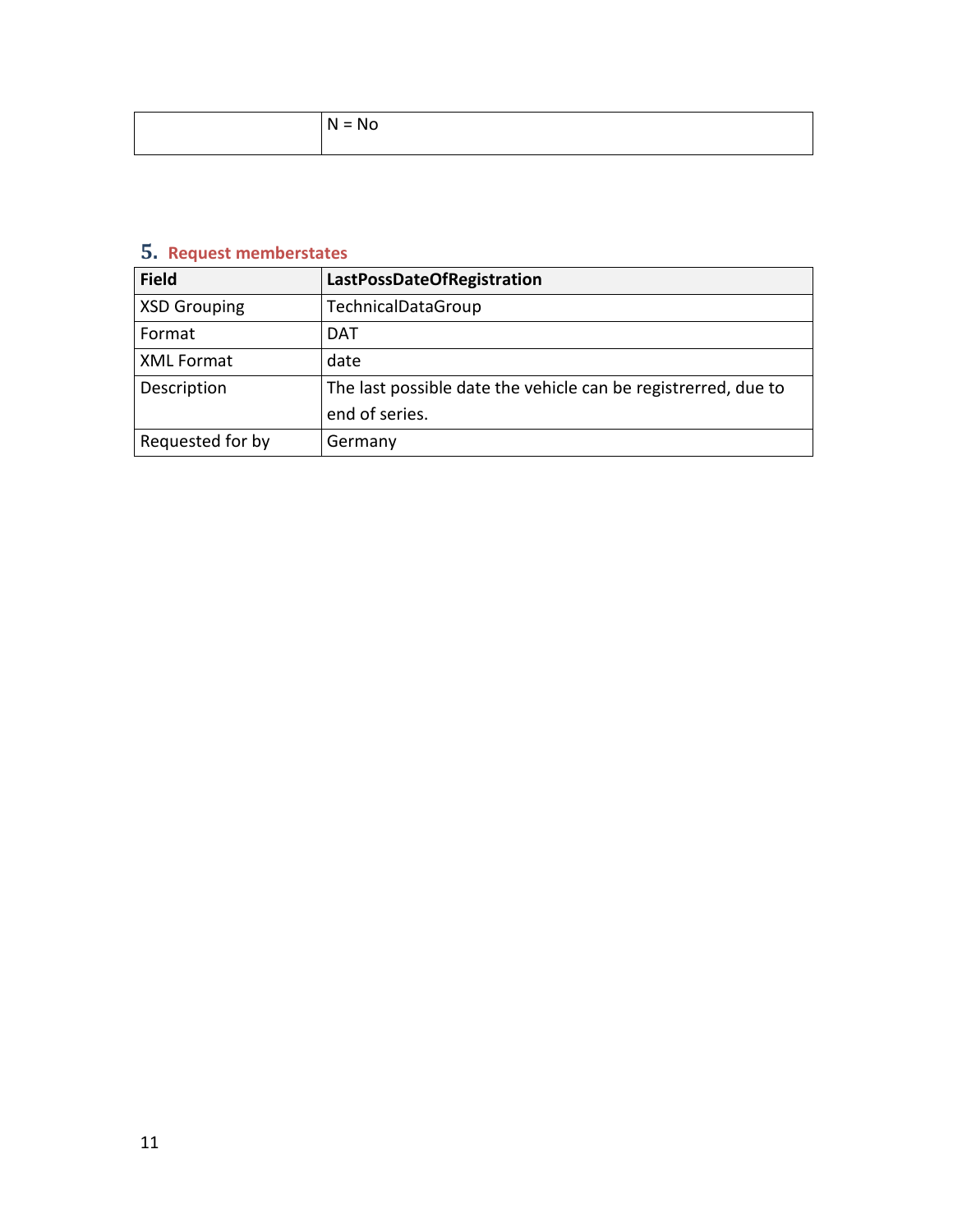| | |
|---|---|
| | N = No |

## 5. Request memberstates

| Field | LastPossDateOfRegistration |
|---|---|
| XSD Grouping | TechnicalDataGroup |
| Format | DAT |
| XML Format | date |
| Description | The last possible date the vehicle can be registrerred, due to end of series. |
| Requested for by | Germany |